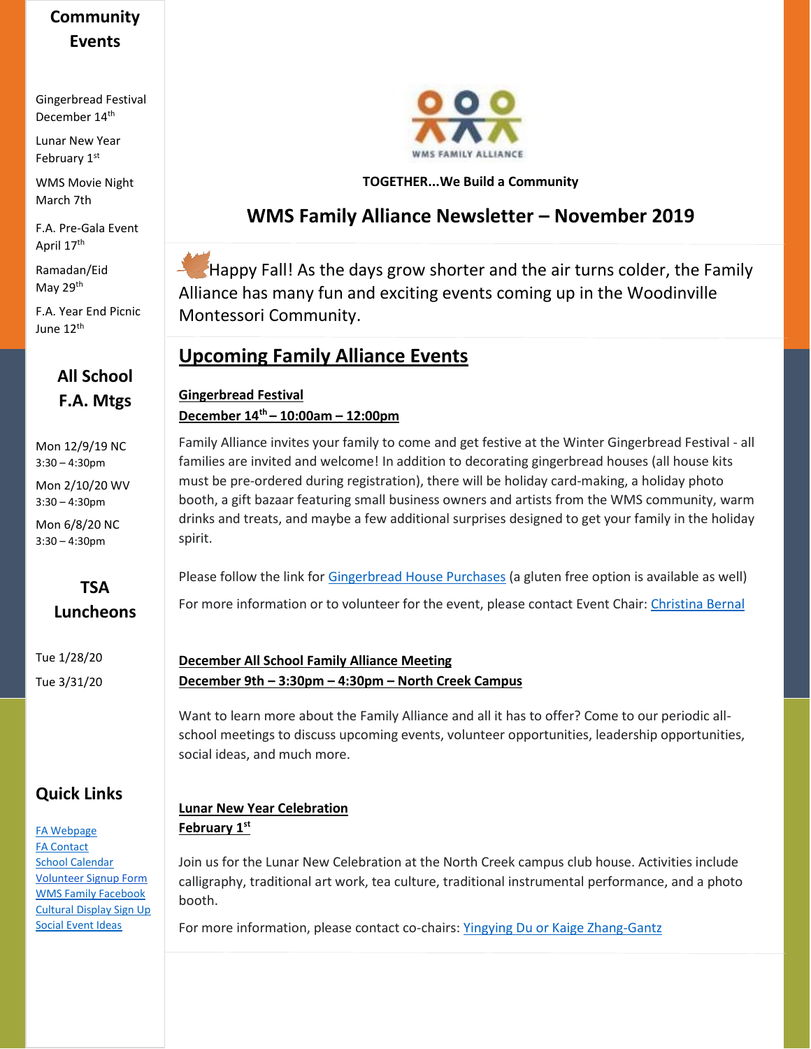WMS FAMILY ALLIANCE

**TOGETHER...We Build a Community**

# WMS Family Alliance Newsletter – November 2019

Happy Fall! As the days grow shorter and the air turns colder, the Family Alliance has many fun and exciting events coming up in the Woodinville Montessori Community.

## Upcoming Family Alliance Events

### Gingerbread Festival
### December 14th – 10:00am – 12:00pm

Family Alliance invites your family to come and get festive at the Winter Gingerbread Festival - all families are invited and welcome! In addition to decorating gingerbread houses (all house kits must be pre-ordered during registration), there will be holiday card-making, a holiday photo booth, a gift bazaar featuring small business owners and artists from the WMS community, warm drinks and treats, and maybe a few additional surprises designed to get your family in the holiday spirit.

Please follow the link for Gingerbread House Purchases (a gluten free option is available as well)

For more information or to volunteer for the event, please contact Event Chair: Christina Bernal

### December All School Family Alliance Meeting
### December 9th – 3:30pm – 4:30pm – North Creek Campus

Want to learn more about the Family Alliance and all it has to offer? Come to our periodic all-school meetings to discuss upcoming events, volunteer opportunities, leadership opportunities, social ideas, and much more.

### Lunar New Year Celebration
### February 1st

Join us for the Lunar New Celebration at the North Creek campus club house. Activities include calligraphy, traditional art work, tea culture, traditional instrumental performance, and a photo booth.

For more information, please contact co-chairs: Yingying Du or Kaige Zhang-Gantz

## Community Events

Gingerbread Festival
December 14th

Lunar New Year
February 1st

WMS Movie Night
March 7th

F.A. Pre-Gala Event
April 17th

Ramadan/Eid
May 29th

F.A. Year End Picnic
June 12th

## All School F.A. Mtgs

Mon 12/9/19 NC
3:30 – 4:30pm

Mon 2/10/20 WV
3:30 – 4:30pm

Mon 6/8/20 NC
3:30 – 4:30pm

## TSA Luncheons

Tue 1/28/20

Tue 3/31/20

## Quick Links

- FA Webpage
- FA Contact
- School Calendar
- Volunteer Signup Form
- WMS Family Facebook
- Cultural Display Sign Up
- Social Event Ideas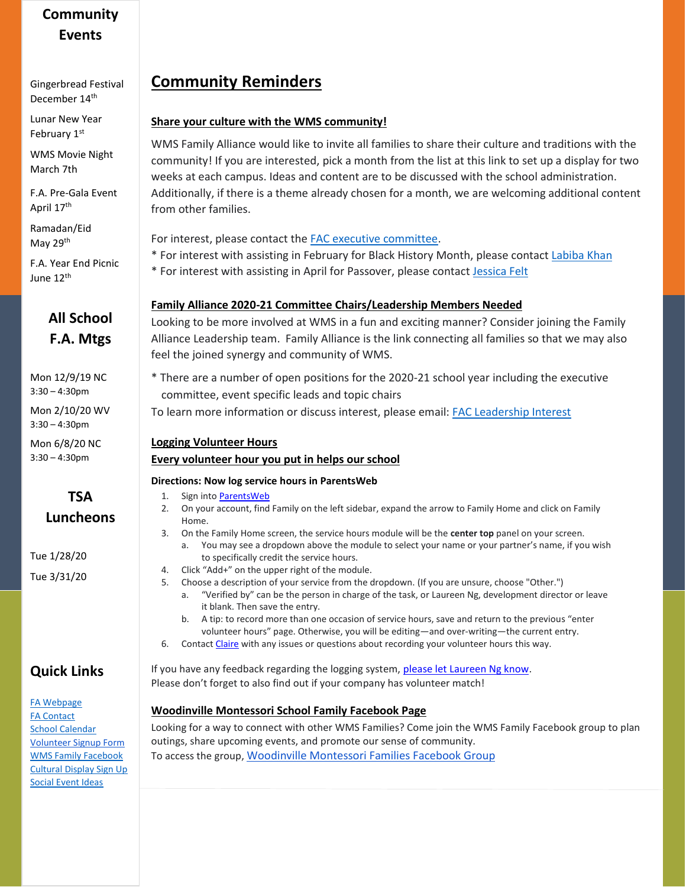## Community Events

Gingerbread Festival
December 14th

Lunar New Year
February 1st

WMS Movie Night
March 7th

F.A. Pre-Gala Event
April 17th

Ramadan/Eid
May 29th

F.A. Year End Picnic
June 12th

## All School F.A. Mtgs

Mon 12/9/19 NC
3:30 – 4:30pm

Mon 2/10/20 WV
3:30 – 4:30pm

Mon 6/8/20 NC
3:30 – 4:30pm

## TSA Luncheons

Tue 1/28/20

Tue 3/31/20

## Quick Links

FA Webpage
FA Contact
School Calendar
Volunteer Signup Form
WMS Family Facebook
Cultural Display Sign Up
Social Event Ideas

# Community Reminders

### Share your culture with the WMS community!

WMS Family Alliance would like to invite all families to share their culture and traditions with the community! If you are interested, pick a month from the list at this link to set up a display for two weeks at each campus. Ideas and content are to be discussed with the school administration. Additionally, if there is a theme already chosen for a month, we are welcoming additional content from other families.

For interest, please contact the FAC executive committee.
* For interest with assisting in February for Black History Month, please contact Labiba Khan
* For interest with assisting in April for Passover, please contact Jessica Felt

### Family Alliance 2020-21 Committee Chairs/Leadership Members Needed

Looking to be more involved at WMS in a fun and exciting manner? Consider joining the Family Alliance Leadership team. Family Alliance is the link connecting all families so that we may also feel the joined synergy and community of WMS.

* There are a number of open positions for the 2020-21 school year including the executive committee, event specific leads and topic chairs

To learn more information or discuss interest, please email: FAC Leadership Interest

### Logging Volunteer Hours
### Every volunteer hour you put in helps our school

**Directions: Now log service hours in ParentsWeb**

1. Sign into ParentsWeb
2. On your account, find Family on the left sidebar, expand the arrow to Family Home and click on Family Home.
3. On the Family Home screen, the service hours module will be the **center top** panel on your screen.
   a. You may see a dropdown above the module to select your name or your partner's name, if you wish to specifically credit the service hours.
4. Click "Add+" on the upper right of the module.
5. Choose a description of your service from the dropdown. (If you are unsure, choose "Other.")
   a. "Verified by" can be the person in charge of the task, or Laureen Ng, development director or leave it blank. Then save the entry.
   b. A tip: to record more than one occasion of service hours, save and return to the previous "enter volunteer hours" page. Otherwise, you will be editing—and over-writing—the current entry.
6. Contact Claire with any issues or questions about recording your volunteer hours this way.

If you have any feedback regarding the logging system, please let Laureen Ng know.
Please don't forget to also find out if your company has volunteer match!

### Woodinville Montessori School Family Facebook Page

Looking for a way to connect with other WMS Families? Come join the WMS Family Facebook group to plan outings, share upcoming events, and promote our sense of community.
To access the group, Woodinville Montessori Families Facebook Group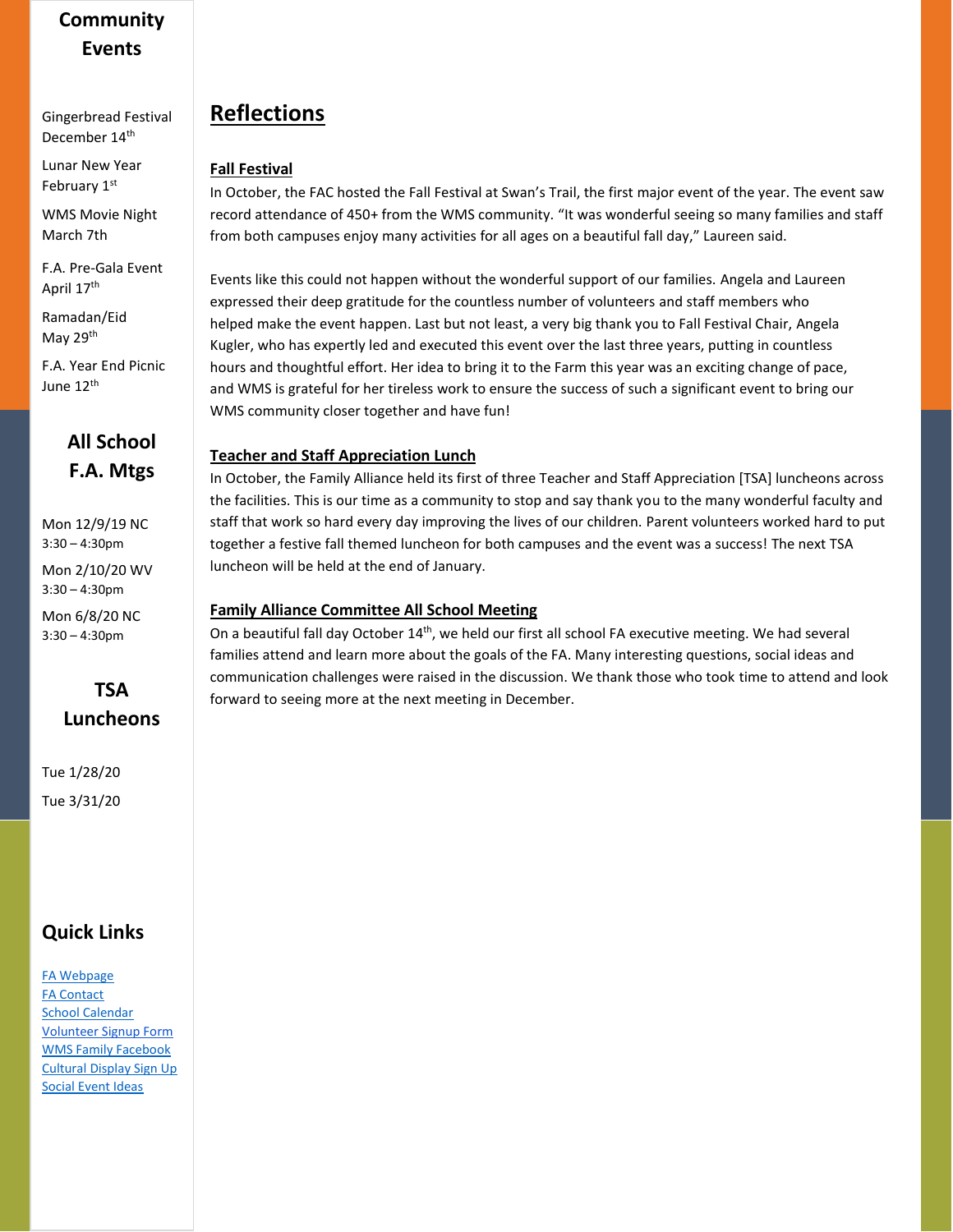## Community Events

Gingerbread Festival
December 14th

Lunar New Year
February 1st

WMS Movie Night
March 7th

F.A. Pre-Gala Event
April 17th

Ramadan/Eid
May 29th

F.A. Year End Picnic
June 12th

## All School F.A. Mtgs

Mon 12/9/19 NC
3:30 – 4:30pm

Mon 2/10/20 WV
3:30 – 4:30pm

Mon 6/8/20 NC
3:30 – 4:30pm

## TSA Luncheons

Tue 1/28/20

Tue 3/31/20

## Quick Links

FA Webpage
FA Contact
School Calendar
Volunteer Signup Form
WMS Family Facebook
Cultural Display Sign Up
Social Event Ideas

# Reflections

### Fall Festival

In October, the FAC hosted the Fall Festival at Swan's Trail, the first major event of the year. The event saw record attendance of 450+ from the WMS community. "It was wonderful seeing so many families and staff from both campuses enjoy many activities for all ages on a beautiful fall day," Laureen said.

Events like this could not happen without the wonderful support of our families. Angela and Laureen expressed their deep gratitude for the countless number of volunteers and staff members who helped make the event happen. Last but not least, a very big thank you to Fall Festival Chair, Angela Kugler, who has expertly led and executed this event over the last three years, putting in countless hours and thoughtful effort. Her idea to bring it to the Farm this year was an exciting change of pace, and WMS is grateful for her tireless work to ensure the success of such a significant event to bring our WMS community closer together and have fun!

### Teacher and Staff Appreciation Lunch

In October, the Family Alliance held its first of three Teacher and Staff Appreciation [TSA] luncheons across the facilities. This is our time as a community to stop and say thank you to the many wonderful faculty and staff that work so hard every day improving the lives of our children. Parent volunteers worked hard to put together a festive fall themed luncheon for both campuses and the event was a success! The next TSA luncheon will be held at the end of January.

### Family Alliance Committee All School Meeting

On a beautiful fall day October 14th, we held our first all school FA executive meeting. We had several families attend and learn more about the goals of the FA. Many interesting questions, social ideas and communication challenges were raised in the discussion. We thank those who took time to attend and look forward to seeing more at the next meeting in December.